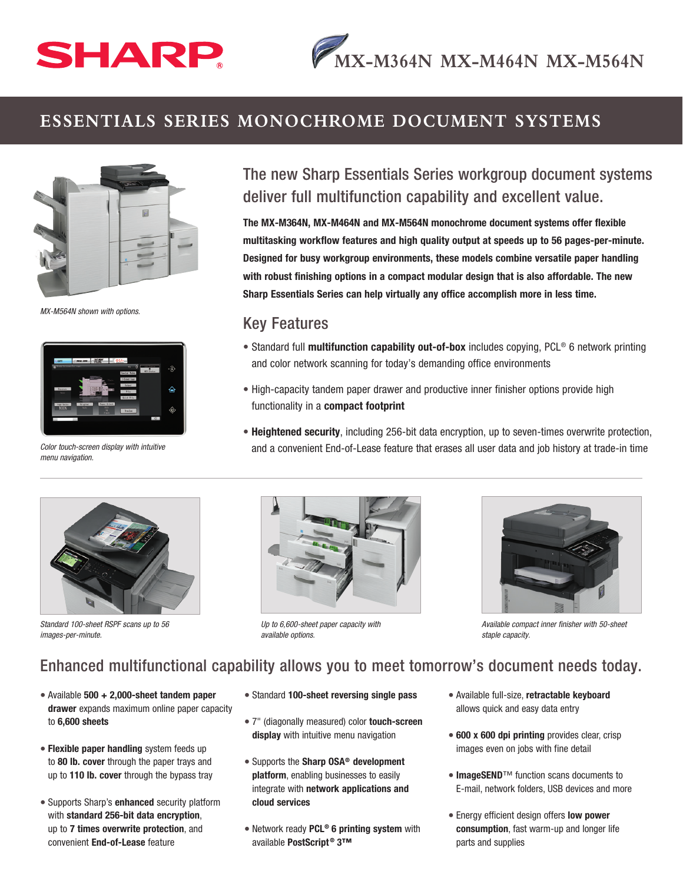SHARP

# MX-M364N MX-M464N MX-M564N

## ESSENTIALS SERIES MONOCHROME DOCUMENT SYSTEMS

*MX-M564N shown with options.*

*Color touch-screen display with intuitive menu navigation.*

## The new Sharp Essentials Series workgroup document systems deliver full multifunction capability and excellent value.

**The MX-M364N, MX-M464N and MX-M564N monochrome document systems offer flexible multitasking workflow features and high quality output at speeds up to 56 pages-per-minute. Designed for busy workgroup environments, these models combine versatile paper handling with robust finishing options in a compact modular design that is also affordable. The new Sharp Essentials Series can help virtually any office accomplish more in less time.**

## Key Features

- Standard full **multifunction capability out-of-box** includes copying, PCL® 6 network printing and color network scanning for today's demanding office environments
- High-capacity tandem paper drawer and productive inner finisher options provide high functionality in a **compact footprint**
- **Heightened security**, including 256-bit data encryption, up to seven-times overwrite protection, and a convenient End-of-Lease feature that erases all user data and job history at trade-in time

*Standard 100-sheet RSPF scans up to 56 images-per-minute.*

*Up to 6,600-sheet paper capacity with available options.*

*Available compact inner finisher with 50-sheet staple capacity.*

## Enhanced multifunctional capability allows you to meet tomorrow's document needs today.

- Available **500 + 2,000-sheet tandem paper drawer** expands maximum online paper capacity to **6,600 sheets**
- **Flexible paper handling** system feeds up to **80 lb. cover** through the paper trays and up to **110 lb. cover** through the bypass tray
- Supports Sharp's **enhanced** security platform with **standard 256-bit data encryption**, up to **7 times overwrite protection**, and convenient **End-of-Lease** feature
- Standard **100-sheet reversing single pass**
- 7" (diagonally measured) color **touch-screen display** with intuitive menu navigation
- Supports the **Sharp OSA® development platform**, enabling businesses to easily integrate with **network applications and cloud services**
- Network ready **PCL® 6 printing system** with available **PostScript® 3™**
- Available full-size, **retractable keyboard** allows quick and easy data entry
- **600 x 600 dpi printing** provides clear, crisp images even on jobs with fine detail
- **ImageSEND**™ function scans documents to E-mail, network folders, USB devices and more
- Energy efficient design offers **low power consumption**, fast warm-up and longer life parts and supplies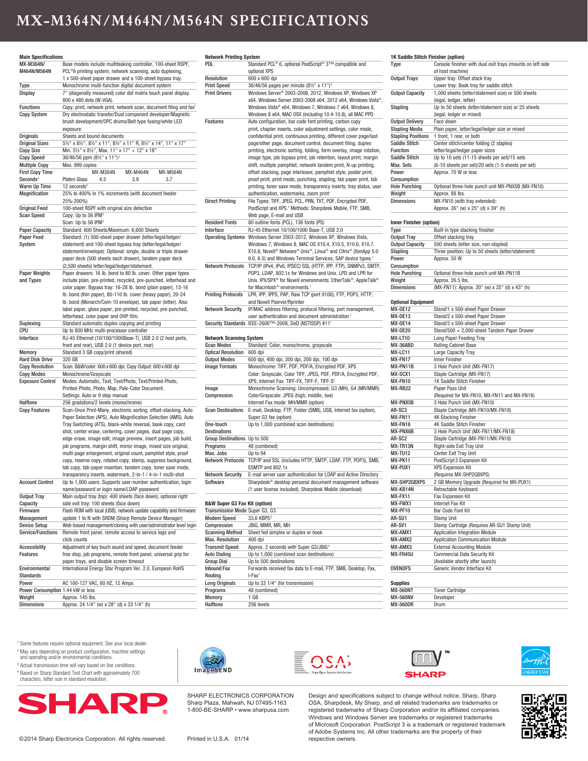# MX-M364N/M464N/M564N SPECIFICATIONS

## Main Specifications

| | |
|---|---|
| MX-M364N/ M464N/M564N | Base models include multitasking controller, 100-sheet RSPF, PCL®6 printing system, network scanning, auto duplexing, 1 x 500-sheet paper drawer and a 100-sheet bypass tray. |
| Type | Monochrome multi-function digital document system |
| Display | 7" (diagonally measured) color dot matrix touch panel display. 800 x 480 dots (W-VGA). |
| Functions | Copy, print, network print, network scan, document filing and fax[1] |
| Copy System | Dry electrostatic transfer/Dual component developer/Magnetic brush development/OPC drums/Belt type fusing/white LED exposure |
| Originals | Sheets and bound documents |
| Original Sizes | 5½" x 8½", 8½" x 11", 8½" x 11" R, 8½" x 14", 11" x 17" |
| Copy Size | Min. 5½" x 8½", Max. 11" x 17" + 12" x 18" |
| Copy Speed | 36/46/56 ppm (8½" x 11")[2] |
| Multiple Copy | Max. 999 copies |
| First Copy Time Seconds[2] | MX-M364N / MX-M464N / MX-M564N — Platen Glass 4.5 / 3.9 / 3.7 |
| Warm Up Time | 12 seconds[2] |
| Magnification | 25% to 400% in 1% increments (with document feeder 25%-200%) |
| Original Feed | 100-sheet RSPF with original size detection |
| Scan Speed | Copy: Up to 56 IPM[2]<br>Scan: Up to 56 IPM[2] |
| Paper Capacity | Standard: 600 Sheets/Maximum: 6,600 Sheets |
| Paper Feed System | Standard: (1) 500-sheet paper drawer (letter/legal/ledger/statement) and 100-sheet bypass tray (letter/legal/ledger/statement/envelope). Optional: single, double or triple drawer paper deck (500 sheets each drawer), tandem paper deck (2,500 sheets) letter/legal/ledger/statement. |
| Paper Weights and Types | Paper drawers: 16 lb. bond to 80 lb. cover. Other paper types include plain, pre-printed, recycled, pre-punched, letterhead and color paper. Bypass tray: 16-28 lb. bond (plain paper), 13-16 lb. bond (thin paper), 80-110 lb. cover (heavy paper), 20-24 lb. bond (Monarch/Com-10 envelope), tab paper (letter). Also label paper, gloss paper, pre-printed, recycled, pre-punched, letterhead, color paper and OHP film. |
| Duplexing | Standard automatic duplex copying and printing |
| CPU | Up to 800 MHz multi-processor controller |
| Interface | RJ-45 Ethernet (10/100/1000Base-T), USB 2.0 (2 host ports, front and rear), USB 2.0 (1 device port, rear) |
| Memory | Standard 3 GB copy/print (shared) |
| Hard Disk Drive | 320 GB |
| Copy Resolution | Scan: B&W/color: 600 x 600 dpi; Copy Output: 600 x 600 dpi |
| Copy Modes | Monochrome/Grayscale |
| Exposure Control | Modes: Automatic, Text, Text/Photo, Text/Printed-Photo, Printed-Photo, Photo, Map, Pale-Color Document.<br>Settings: Auto or 9 step manual |
| Halftone | 256 gradations/2 levels (monochrome) |
| Copy Features | Scan-Once Print-Many, electronic sorting, offset-stacking, Auto Paper Selection (APS), Auto Magnification Selection (AMS), Auto Tray Switching (ATS), black-white reversal, book copy, card shot, center erase, centering, cover pages, edge erase, image edit, image preview, insert pages, job build, job programs, margin shift, mirror image, mixed size original, multi-page enlargement, original count, pamphlet style, proof copy, reserve copy, rotated copy, stamp, suppress background, tab copy, tab-paper insertion, tandem copy, toner save mode, transparency inserts, watermark, 2-in-1 / 4-in-1 multi-shot |
| Account Control | Up to 1,000 users. Supports user-number authentication, login name/password or login name/LDAP password |
| Output Tray Capacity | Main output tray (top): 400 sheets (face down); optional right side exit tray: 100 sheets (face down) |
| Firmware Management | Flash ROM with local (USB), network update capability and firmware update 1 to N with SRDM (Sharp Remote Device Manager) |
| Device Setup | Web-based management/cloning with user/administrator level login |
| Service/Functions | Remote front panel, remote access to service logs and click counts |
| Accessibility Features | Adjustment of key touch sound and speed, document feeder free stop, job programs, remote front panel, universal grip for paper trays, and disable screen timeout |
| Environmental Standards | International Energy Star Program Ver. 2.0, European RoHS |
| Power | AC 100-127 VAC, 60 HZ, 12 Amps |
| Power Consumption | 1.44 kW or less |
| Weight | Approx. 145 lbs. |
| Dimensions | Approx. 24 1/4" (w) x 28" (d) x 33 1/4" (h) |

## Network Printing System

| | |
|---|---|
| PDL | Standard PCL® 6, optional PostScript® 3™ compatible and optional XPS |
| Resolution | 600 x 600 dpi |
| Print Speed | 36/46/56 pages per minute (8½" x 11")[2] |
| Print Drivers | Windows Server® 2003-2008, 2012, Windows XP, Windows XP x64, Windows Server 2003-2008 x64, 2012 x64, Windows Vista®, Windows Vista® x64, Windows 7, Windows 7 x64, Windows 8, Windows 8 x64, MAC OSX (including 10.4-10.8), all MAC PPD |
| Features | Auto configuration, bar code font printing, carbon copy print, chapter inserts, color adjustment settings, color mode, confidential print, continuous printing, different cover page/last page/other page, document control, document filing, duplex printing, electronic sorting, folding, form overlay, image rotation, image type, job bypass print, job retention, layout print, margin shift, multiple pamphlet, network tandem print, N-up printing, offset stacking, page interleave, pamphlet style, poster print, proof print, print mode, punching, stapling, tab paper print, tab printing, toner save mode, transparency inserts, tray status, user authentication, watermarks, zoom print[1] |
| Direct Printing | File Types: TIFF, JPEG, PCL, PRN, TXT, PDF, Encrypted PDF, PostScript and XPS.[1] Methods: Sharpdesk Mobile, FTP, SMB, Web page, E-mail and USB |
| Resident Fonts | 80 outline fonts (PCL), 136 fonts (PS) |
| Interface | RJ-45 Ethernet 10/100/1000 Base-T, USB 2.0 |
| Operating Systems | Windows Server 2003-2012, Windows XP, Windows Vista, Windows 7, Windows 8, MAC OS X10.4, X10.5, X10.6, X10.7, X10.8, Novell® Netware® Unix®, Linux® and Citrix® (XenApp 5.0 6.0, 6.5) and Windows Terminal Services, SAP device types.[1] |
| Network Protocols | TCP/IP (IPv4, IPv6, IPSEC) SSL (HTTP, IPP, FTP), SNMPv3, SMTP, POP3, LDAP, 802.1x for Windows and Unix. LPD and LPR for Unix. IPX/SPX® for Novell environments. EtherTalk®. AppleTalk® for Macintosh® environments.[1] |
| Printing Protocols | LPR, IPP, IPPS, PAP, Raw TCP (port 9100), FTP, POP3, HTTP, and Novell Pserver/Rprinter |
| Network Security | IP/MAC address filtering, protocol filtering, port management, user authentication and document administration[1] |
| Security Standards | IEEE-2600™-2008, DoD (NSTISSP) #11[1] |

## Network Scanning System

| | |
|---|---|
| Scan Modes | Standard: Color, monochrome, grayscale |
| Optical Resolution | 600 dpi |
| Output Modes | 600 dpi, 400 dpi, 300 dpi, 200 dpi, 100 dpi |
| Image Formats | Monochrome: TIFF, PDF, PDF/A, Encrypted PDF, XPS<br>Color: Grayscale, Color TIFF, JPEG, PDF, PDF/A, Encrypted PDF, XPS; Internet Fax: TIFF-FX, TIFF-F, TIFF-S[1] |
| Image Compression | Monochrome Scanning: Uncompressed, G3 (MH), G4 (MR/MMR)<br>Color/Grayscale: JPEG (high, middle, low)<br>Internet Fax mode: MH/MMR (option) |
| Scan Destinations | E-mail, Desktop, FTP, Folder (SMB), USB, Internet fax (option), Super G3 fax (option) |
| One-touch Destinations | Up to 1,000 (combined scan destinations) |
| Group Destinations | Up to 500 |
| Programs | 48 (combined) |
| Max. Jobs | Up to 94 |
| Network Protocols | TCP/IP and SSL (includes HTTP, SMTP, LDAP, FTP, POP3), SMB, ESMTP and 802.1x |
| Network Security | E-mail server user authentication for LDAP and Active Directory |
| Software | Sharpdesk® desktop personal document management software (1 user license included), Sharpdesk Mobile (download) |

## B&W Super G3 Fax Kit (option)

| | |
|---|---|
| Transmission Mode | Super G3, G3 |
| Modem Speed | 33.6 KBPS[3] |
| Compression | JBIG, MMR, MR, MH |
| Scanning Method | Sheet fed simplex or duplex or book |
| Max. Resolution | 400 dpi |
| Transmit Speed | Approx. 2 seconds with Super G3/JBIG[4] |
| Auto Dialing | Up to 1,000 (combined scan destinations) |
| Group Dial | Up to 500 destinations |
| Inbound Fax Routing | Forwards received fax data to E-mail, FTP, SMB, Desktop, Fax, I-Fax[1] |
| Long Originals | Up to 33 1/4" (for transmission) |
| Programs | 48 (combined) |
| Memory | 1 GB |
| Halftone | 256 levels |

## 1K Saddle Stitch Finisher (option)

| | |
|---|---|
| Type | Console finisher with dual exit trays (mounts on left side of host machine) |
| Output Trays | Upper tray: Offset stack tray<br>Lower tray: Book tray for saddle stitch |
| Output Capacity | 1,000 sheets (letter/statement size) or 500 sheets (legal, ledger, letter) |
| Stapling | Up to 50 sheets (letter/statement size) or 25 sheets (legal, ledger or mixed) |
| Output Delivery | Face down |
| Stapling Media | Plain paper, letter/legal/ledger size or mixed |
| Stapling Positions | 1 front, 1 rear, or both |
| Saddle Stitch Function | Center stitch/center folding (2 staples) letter/legal/ledger paper sizes |
| Saddle Stitch Max. Sets | Up to 10 sets (11-15 sheets per set)/15 sets (6-10 sheets per set)/20 sets (1-5 sheets per set) |
| Power Consumption | Approx. 70 W or less |
| Hole Punching | Optional three-hole punch unit MX-PNX5B (MX-FN10) |
| Weight | Approx. 88 lbs. |
| Dimensions | MX-FN10 (with tray extended):<br>Approx. 26" (w) x 25" (d) x 39" (h) |

## Inner Finisher (option)

| | |
|---|---|
| Type | Built-in type stacking finisher |
| Output Tray | Offset stacking tray |
| Output Capacity | 500 sheets (letter size, non-stapled) |
| Stapling | Three position; Up to 50 sheets (letter/statement) |
| Power Consumption | Approx. 50 W |
| Hole Punching | Optional three-hole punch unit MX-PN11B |
| Weight | Approx. 26.5 lbs. |
| Dimensions | (MX-FN11): Approx. 20" (w) x 25" (d) x 43" (h) |

## Optional Equipment

| | |
|---|---|
| MX-DE12 | Stand/1 x 500-sheet Paper Drawer |
| MX-DE13 | Stand/2 x 500-sheet Paper Drawer |
| MX-DE14 | Stand/3 x 500-sheet Paper Drawer |
| MX-DE20 | Stand/500 + 2,000-sheet Tandem Paper Drawer |
| MX-LT10 | Long Paper Feeding Tray |
| MX-36ABD | Rolling Cabinet Base |
| MX-LC11 | Large Capacity Tray |
| MX-FN17 | Inner Finisher |
| MX-PN11B | 3 Hole Punch Unit (MX-FN17) |
| MX-SCX1 | Staple Cartridge (MX-FN17) |
| MX-FN10 | 1K Saddle Stitch Finisher |
| MX-RB22 | Paper Pass Unit<br>(Required for MX-FN10, MX-FN11 and MX-FN18) |
| MX-PNX5B | 3 Hole Punch Unit (MX-FN10) |
| AR-SC3 | Staple Cartridge (MX-FN10/MX-FN18) |
| MX-FN11 | 4K Stacking Finisher |
| MX-FN18 | 4K Saddle Stitch Finisher |
| MX-PNX6B | 3 Hole Punch Unit (MX-FN11/MX-FN18) |
| AR-SC2 | Staple Cartridge (MX-FN11/MX-FN18) |
| MX-TR13N | Right-side Exit Tray Unit |
| MX-TU12 | Center Exit Tray Unit |
| MX-PK11 | PostScript3 Expansion Kit |
| MX-PUX1 | XPS Expansion Kit<br>(Requires MX-SHP2GBXPS) |
| MX-SHP2GBXPS | 2 GB Memory Upgrade (Required for MX-PUX1) |
| MX-KB14N | Retractable Keyboard |
| MX-FX11 | Fax Expansion Kit |
| MX-FWX1 | Internet Fax Kit |
| MX-PF10 | Bar Code Font Kit |
| AR-SU1 | Stamp Unit |
| AR-SV1 | Stamp Cartridge (Requires AR-SU1 Stamp Unit) |
| MX-AMX1 | Application Integration Module |
| MX-AMX2 | Application Communication Module |
| MX-AMX3 | External Accounting Module |
| MX-FR45U | Commercial Data Security Kit<br>(Available shortly after launch) |
| DVENDFS | Generic Vendor Interface Kit |

## Supplies

| | |
|---|---|
| MX-560NT | Toner Cartridge |
| MX-560NV | Developer |
| MX-560DR | Drum |

[1] Some features require optional equipment. See your local dealer.
[2] May vary depending on product configuration, machine settings and operating and/or environmental conditions.
[3] Actual transmission time will vary based on line conditions.
[4] Based on Sharp Standard Test Chart with approximately 700 characters, letter size in standard resolution.

ImageSEND

OSA Sharp Open Systems Architecture

SHARP

ENERGY STAR

SHARP ELECTRONICS CORPORATION
Sharp Plaza, Mahwah, NJ 07495-1163
1-800-BE-SHARP • www.sharpusa.com

Design and specifications subject to change without notice. Sharp, Sharp OSA, Sharpdesk, My Sharp, and all related trademarks are trademarks or registered trademarks of Sharp Corporation and/or its affiliated companies. Windows and Windows Server are trademarks or registered trademarks of Microsoft Corporation. PostScript 3 is a trademark or registered trademark of Adobe Systems Inc. All other trademarks are the property of their respective owners.

©2014 Sharp Electronics Corporation. All rights reserved.

Printed in U.S.A. 01/14